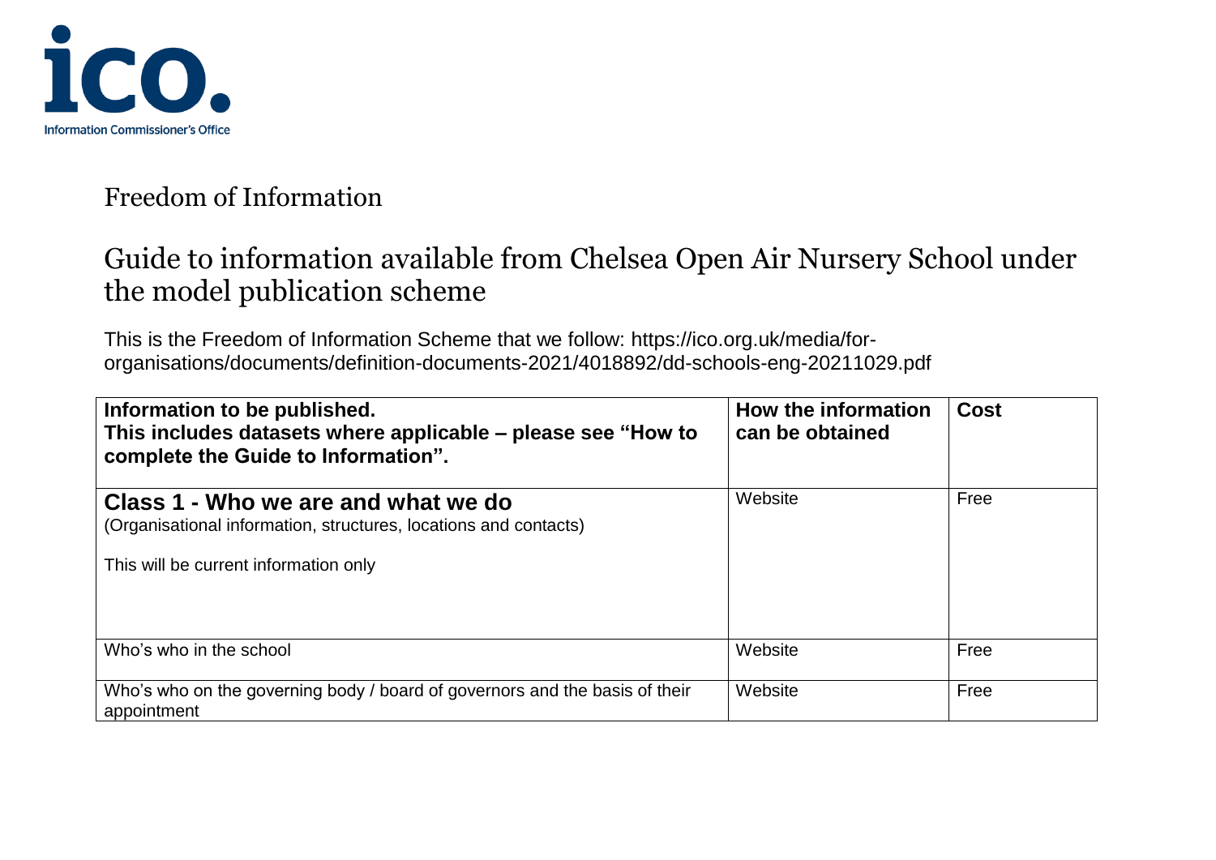Information Commissioner's Office

# Freedom of Information

## Guide to information available from Chelsea Open Air Nursery School under the model publication scheme

This is the Freedom of Information Scheme that we follow: https://ico.org.uk/media/for-organisations/documents/definition-documents-2021/4018892/dd-schools-eng-20211029.pdf

| **Information to be published.**<br>**This includes datasets where applicable – please see "How to complete the Guide to Information".** | **How the information can be obtained** | **Cost** |
|---|---|---|
| **Class 1 - Who we are and what we do**<br>(Organisational information, structures, locations and contacts)<br><br>This will be current information only | Website | Free |
| Who's who in the school | Website | Free |
| Who's who on the governing body / board of governors and the basis of their appointment | Website | Free |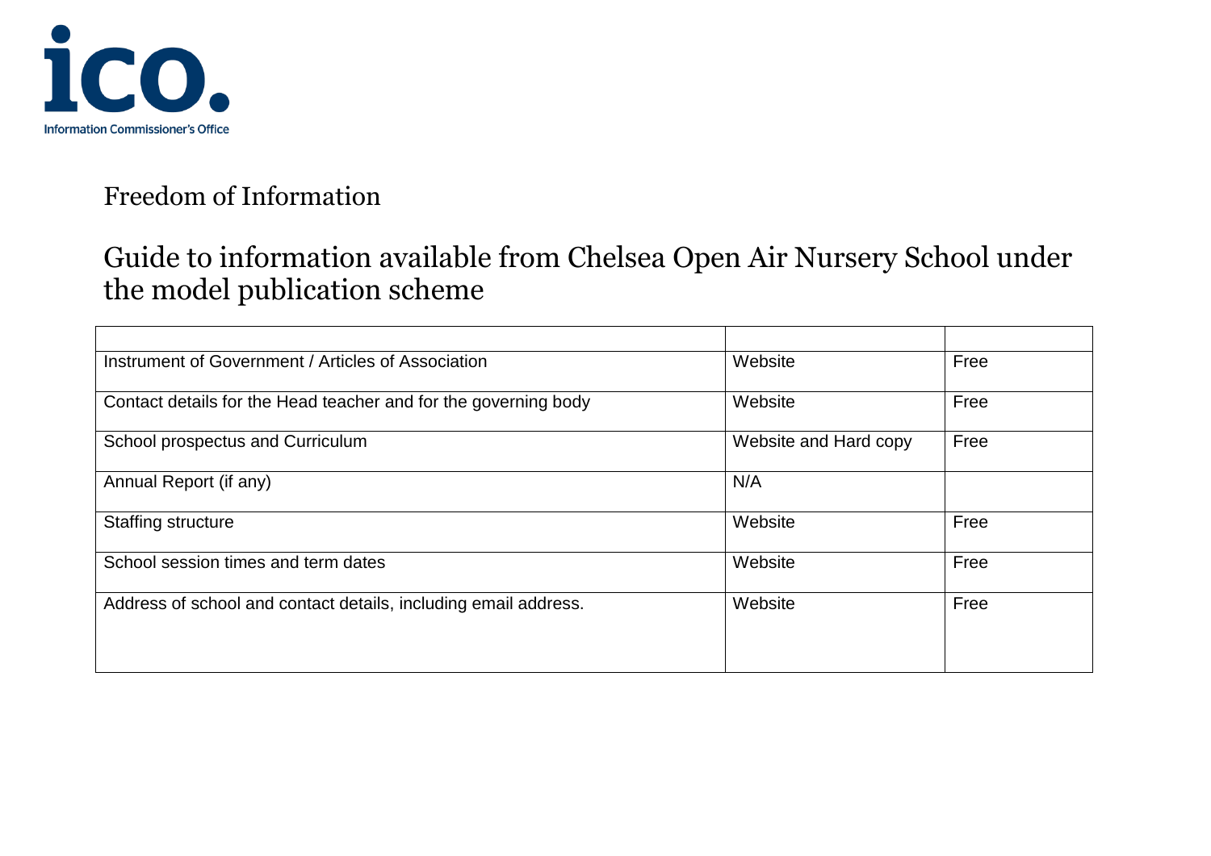Information Commissioner's Office

# Freedom of Information

## Guide to information available from Chelsea Open Air Nursery School under the model publication scheme

| | | |
|---|---|---|
| Instrument of Government / Articles of Association | Website | Free |
| Contact details for the Head teacher and for the governing body | Website | Free |
| School prospectus and Curriculum | Website and Hard copy | Free |
| Annual Report (if any) | N/A | |
| Staffing structure | Website | Free |
| School session times and term dates | Website | Free |
| Address of school and contact details, including email address. | Website | Free |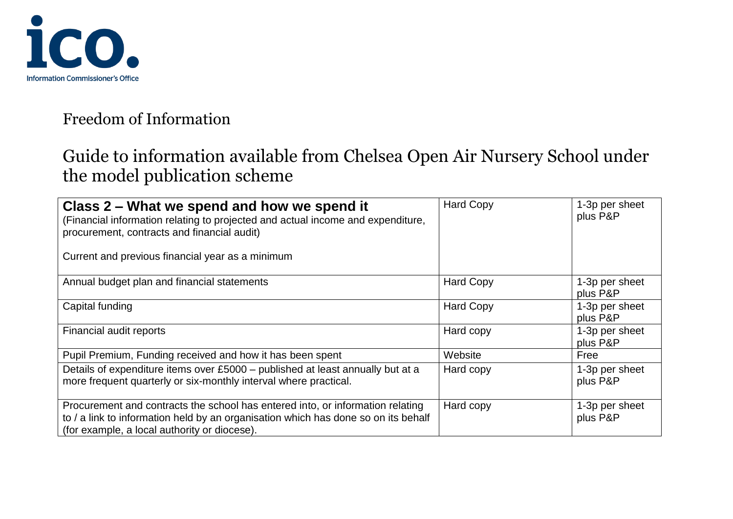Freedom of Information

# Guide to information available from Chelsea Open Air Nursery School under the model publication scheme

| **Class 2 – What we spend and how we spend it** (Financial information relating to projected and actual income and expenditure, procurement, contracts and financial audit) Current and previous financial year as a minimum | Hard Copy | 1-3p per sheet plus P&P |
|---|---|---|
| Annual budget plan and financial statements | Hard Copy | 1-3p per sheet plus P&P |
| Capital funding | Hard Copy | 1-3p per sheet plus P&P |
| Financial audit reports | Hard copy | 1-3p per sheet plus P&P |
| Pupil Premium, Funding received and how it has been spent | Website | Free |
| Details of expenditure items over £5000 – published at least annually but at a more frequent quarterly or six-monthly interval where practical. | Hard copy | 1-3p per sheet plus P&P |
| Procurement and contracts the school has entered into, or information relating to / a link to information held by an organisation which has done so on its behalf (for example, a local authority or diocese). | Hard copy | 1-3p per sheet plus P&P |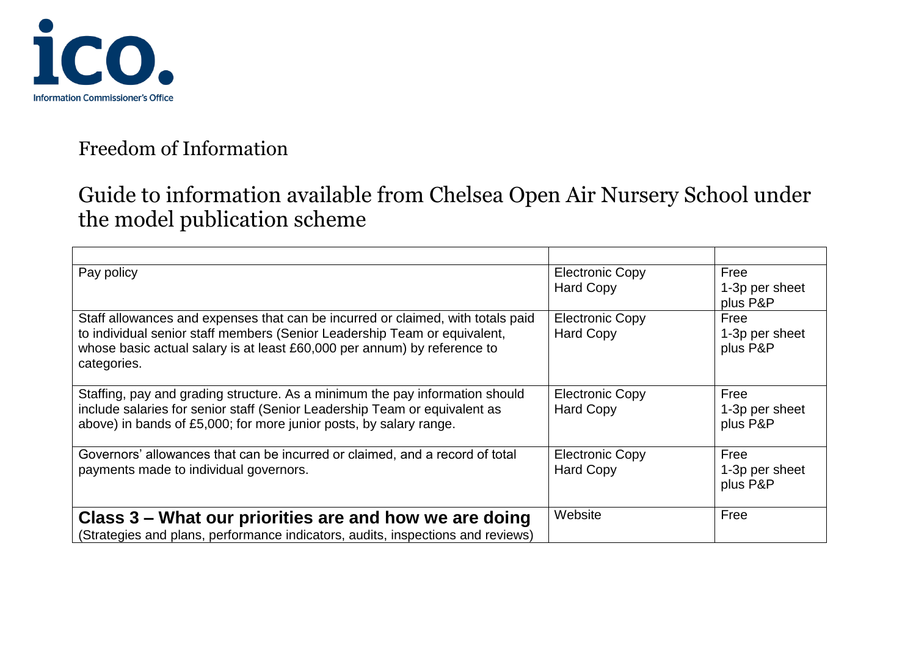Information Commissioner's Office

Freedom of Information

# Guide to information available from Chelsea Open Air Nursery School under the model publication scheme

| | | |
|---|---|---|
| Pay policy | Electronic Copy<br>Hard Copy | Free<br>1-3p per sheet plus P&P |
| Staff allowances and expenses that can be incurred or claimed, with totals paid to individual senior staff members (Senior Leadership Team or equivalent, whose basic actual salary is at least £60,000 per annum) by reference to categories. | Electronic Copy<br>Hard Copy | Free<br>1-3p per sheet plus P&P |
| Staffing, pay and grading structure. As a minimum the pay information should include salaries for senior staff (Senior Leadership Team or equivalent as above) in bands of £5,000; for more junior posts, by salary range. | Electronic Copy<br>Hard Copy | Free<br>1-3p per sheet plus P&P |
| Governors' allowances that can be incurred or claimed, and a record of total payments made to individual governors. | Electronic Copy<br>Hard Copy | Free<br>1-3p per sheet plus P&P |
| **Class 3 – What our priorities are and how we are doing**<br>(Strategies and plans, performance indicators, audits, inspections and reviews) | Website | Free |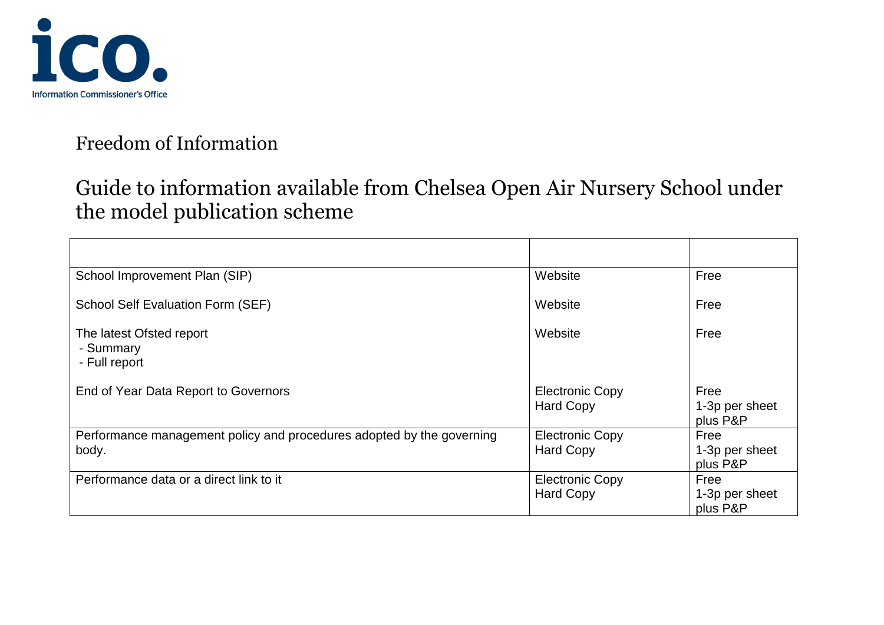Information Commissioner's Office

Freedom of Information

## Guide to information available from Chelsea Open Air Nursery School under the model publication scheme

| | | |
|---|---|---|
| School Improvement Plan (SIP) | Website | Free |
| School Self Evaluation Form (SEF) | Website | Free |
| The latest Ofsted report<br>- Summary<br>- Full report | Website | Free |
| End of Year Data Report to Governors | Electronic Copy<br>Hard Copy | Free<br>1-3p per sheet plus P&P |
| Performance management policy and procedures adopted by the governing body. | Electronic Copy<br>Hard Copy | Free<br>1-3p per sheet plus P&P |
| Performance data or a direct link to it | Electronic Copy<br>Hard Copy | Free<br>1-3p per sheet plus P&P |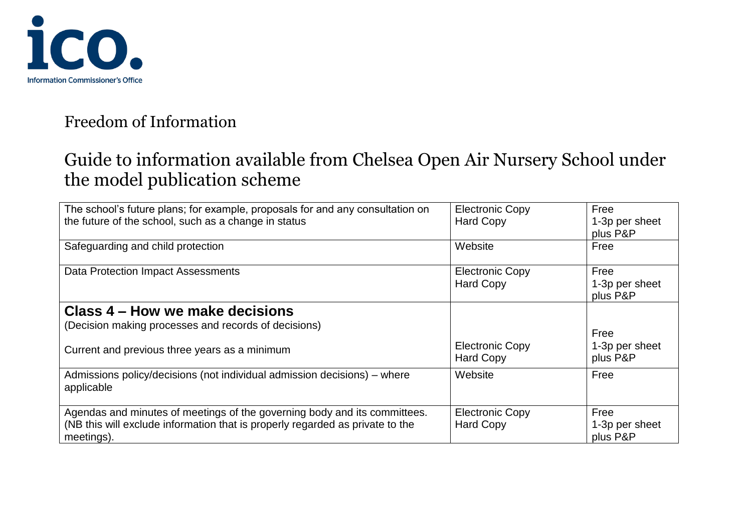**ico.**
Information Commissioner's Office

## Freedom of Information

## Guide to information available from Chelsea Open Air Nursery School under the model publication scheme

| | | |
|---|---|---|
| The school's future plans; for example, proposals for and any consultation on the future of the school, such as a change in status | Electronic Copy<br>Hard Copy | Free<br>1-3p per sheet plus P&P |
| Safeguarding and child protection | Website | Free |
| Data Protection Impact Assessments | Electronic Copy<br>Hard Copy | Free<br>1-3p per sheet plus P&P |
| **Class 4 – How we make decisions**<br>(Decision making processes and records of decisions)<br><br>Current and previous three years as a minimum | Electronic Copy<br>Hard Copy | Free<br>1-3p per sheet plus P&P |
| Admissions policy/decisions (not individual admission decisions) – where applicable | Website | Free |
| Agendas and minutes of meetings of the governing body and its committees. (NB this will exclude information that is properly regarded as private to the meetings). | Electronic Copy<br>Hard Copy | Free<br>1-3p per sheet plus P&P |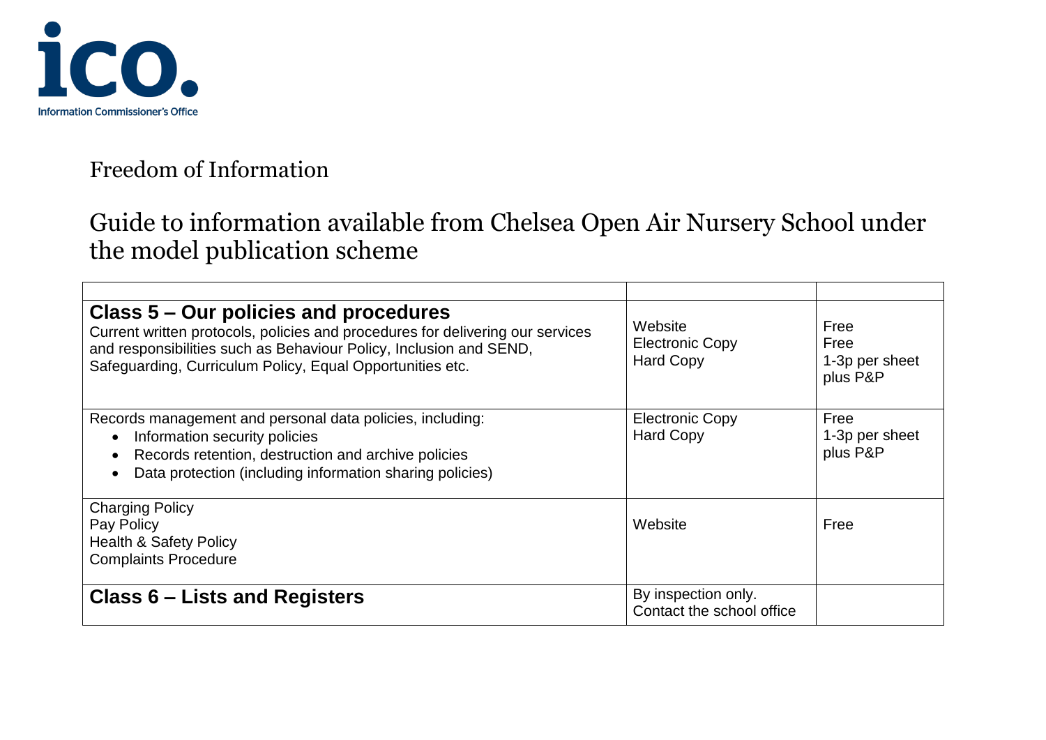ico.
Information Commissioner's Office

# Freedom of Information

## Guide to information available from Chelsea Open Air Nursery School under the model publication scheme

| | | |
|---|---|---|
| **Class 5 – Our policies and procedures**<br>Current written protocols, policies and procedures for delivering our services and responsibilities such as Behaviour Policy, Inclusion and SEND, Safeguarding, Curriculum Policy, Equal Opportunities etc. | Website<br>Electronic Copy<br>Hard Copy | Free<br>Free<br>1-3p per sheet plus P&P |
| Records management and personal data policies, including:<br>• Information security policies<br>• Records retention, destruction and archive policies<br>• Data protection (including information sharing policies) | Electronic Copy<br>Hard Copy | Free<br>1-3p per sheet plus P&P |
| Charging Policy<br>Pay Policy<br>Health & Safety Policy<br>Complaints Procedure | Website | Free |
| **Class 6 – Lists and Registers** | By inspection only.<br>Contact the school office | |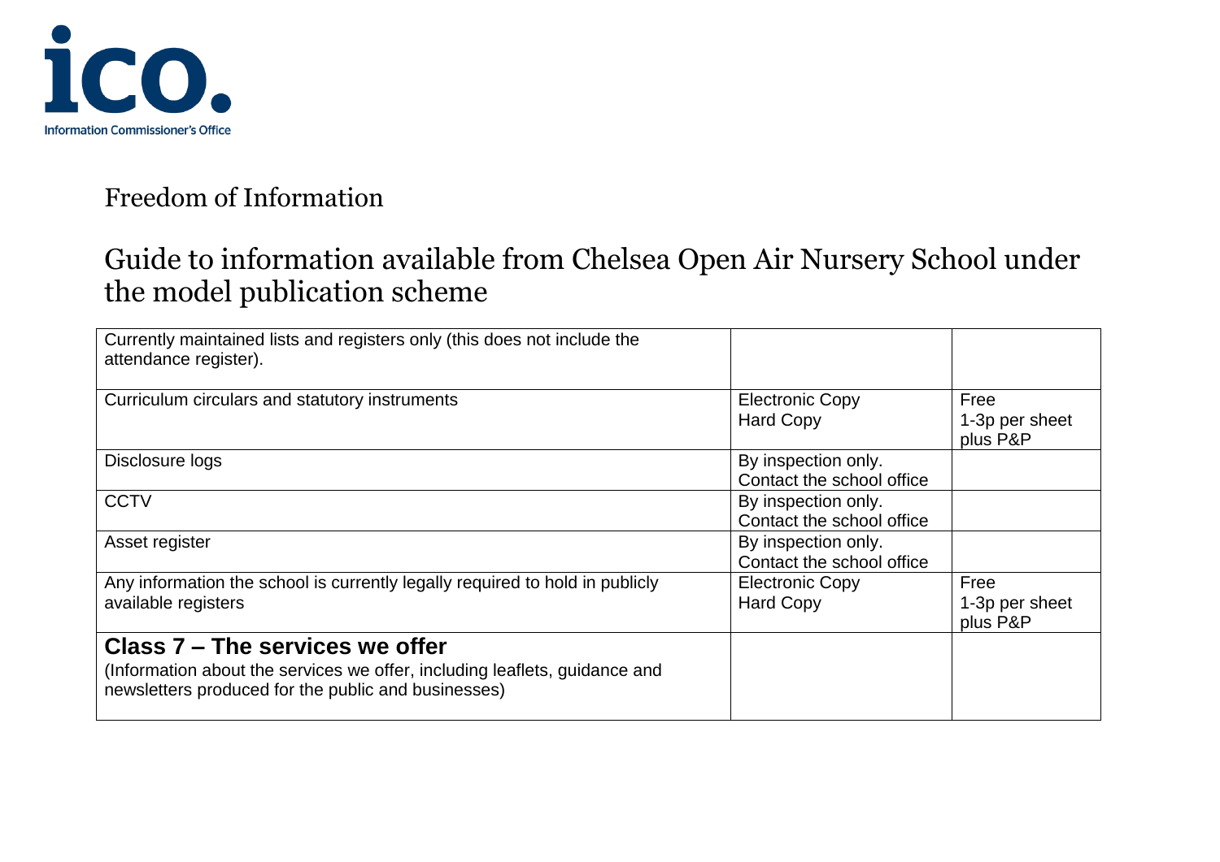Information Commissioner's Office

Freedom of Information

# Guide to information available from Chelsea Open Air Nursery School under the model publication scheme

| | | |
|---|---|---|
| Currently maintained lists and registers only (this does not include the attendance register). | | |
| Curriculum circulars and statutory instruments | Electronic Copy<br>Hard Copy | Free<br>1-3p per sheet plus P&P |
| Disclosure logs | By inspection only.<br>Contact the school office | |
| CCTV | By inspection only.<br>Contact the school office | |
| Asset register | By inspection only.<br>Contact the school office | |
| Any information the school is currently legally required to hold in publicly available registers | Electronic Copy<br>Hard Copy | Free<br>1-3p per sheet plus P&P |
| **Class 7 – The services we offer**<br>(Information about the services we offer, including leaflets, guidance and newsletters produced for the public and businesses) | | |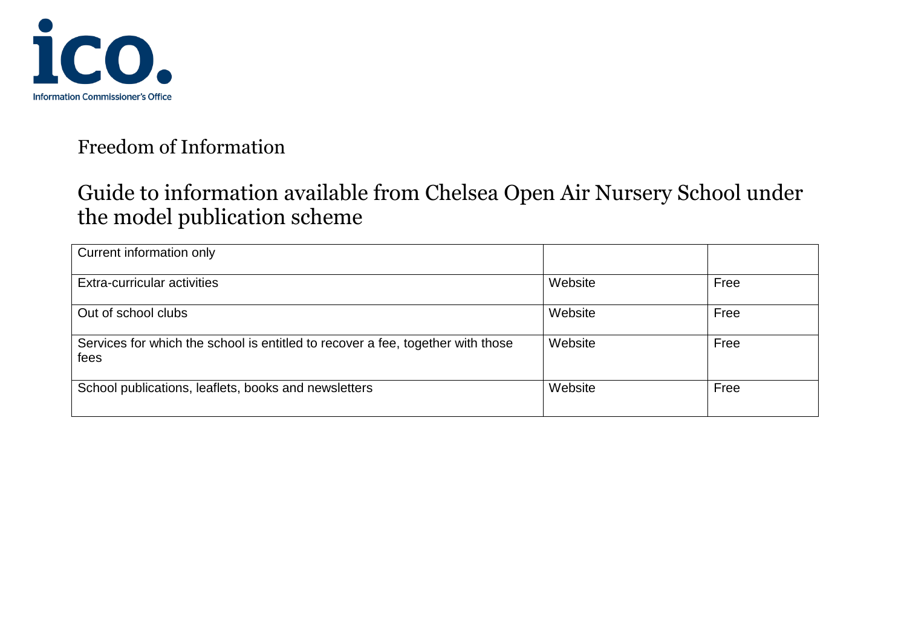ico.
Information Commissioner's Office

Freedom of Information

# Guide to information available from Chelsea Open Air Nursery School under the model publication scheme

| Current information only | | |
|---|---|---|
| Extra-curricular activities | Website | Free |
| Out of school clubs | Website | Free |
| Services for which the school is entitled to recover a fee, together with those fees | Website | Free |
| School publications, leaflets, books and newsletters | Website | Free |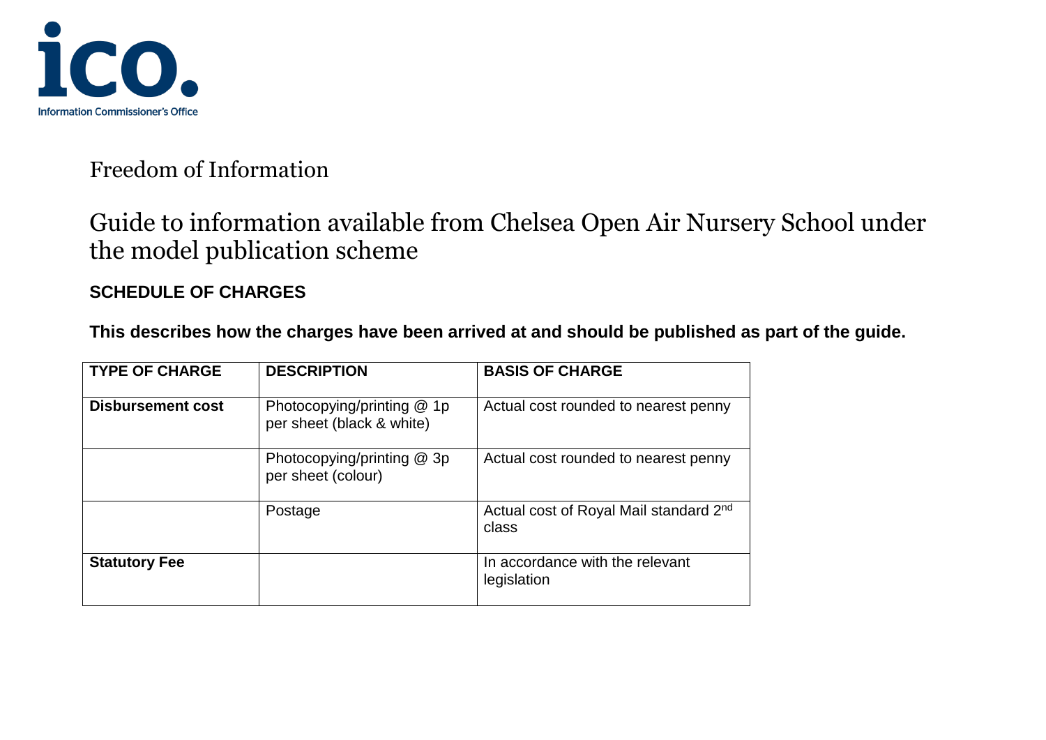ico.
Information Commissioner's Office

# Freedom of Information

## Guide to information available from Chelsea Open Air Nursery School under the model publication scheme

**SCHEDULE OF CHARGES**

**This describes how the charges have been arrived at and should be published as part of the guide.**

| TYPE OF CHARGE | DESCRIPTION | BASIS OF CHARGE |
|---|---|---|
| **Disbursement cost** | Photocopying/printing @ 1p per sheet (black & white) | Actual cost rounded to nearest penny |
| | Photocopying/printing @ 3p per sheet (colour) | Actual cost rounded to nearest penny |
| | Postage | Actual cost of Royal Mail standard 2nd class |
| **Statutory Fee** | | In accordance with the relevant legislation |